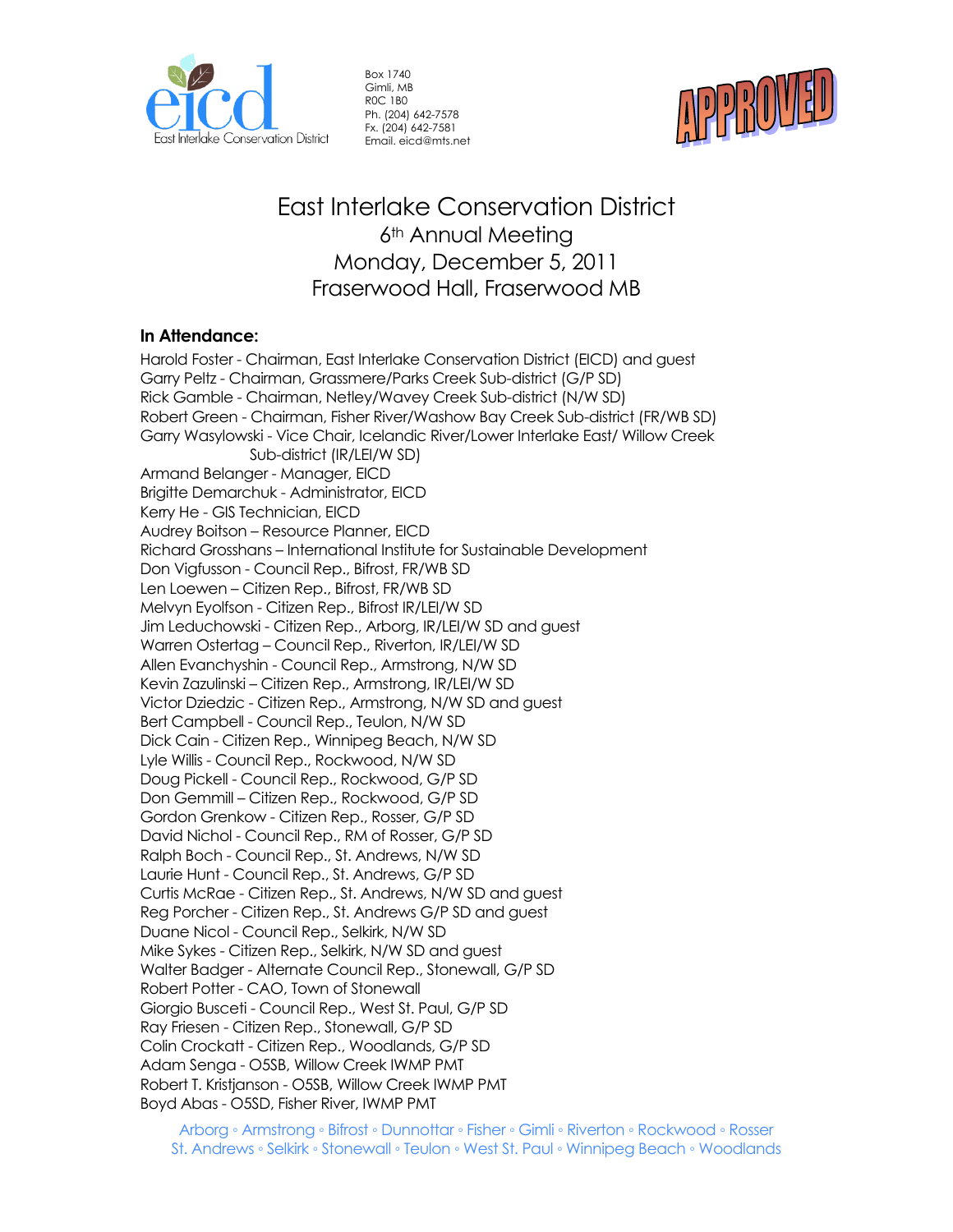Box 1740
Gimli, MB
R0C 1B0
Ph. (204) 642-7578
Fx. (204) 642-7581
Email. eicd@mts.net

APPROVED

# East Interlake Conservation District

## 6th Annual Meeting
## Monday, December 5, 2011
## Fraserwood Hall, Fraserwood MB

**In Attendance:**

Harold Foster - Chairman, East Interlake Conservation District (EICD) and guest
Garry Peltz - Chairman, Grassmere/Parks Creek Sub-district (G/P SD)
Rick Gamble - Chairman, Netley/Wavey Creek Sub-district (N/W SD)
Robert Green - Chairman, Fisher River/Washow Bay Creek Sub-district (FR/WB SD)
Garry Wasylowski - Vice Chair, Icelandic River/Lower Interlake East/ Willow Creek Sub-district (IR/LEI/W SD)
Armand Belanger - Manager, EICD
Brigitte Demarchuk - Administrator, EICD
Kerry He - GIS Technician, EICD
Audrey Boitson – Resource Planner, EICD
Richard Grosshans – International Institute for Sustainable Development
Don Vigfusson - Council Rep., Bifrost, FR/WB SD
Len Loewen – Citizen Rep., Bifrost, FR/WB SD
Melvyn Eyolfson - Citizen Rep., Bifrost IR/LEI/W SD
Jim Leduchowski - Citizen Rep., Arborg, IR/LEI/W SD and guest
Warren Ostertag – Council Rep., Riverton, IR/LEI/W SD
Allen Evanchyshin - Council Rep., Armstrong, N/W SD
Kevin Zazulinski – Citizen Rep., Armstrong, IR/LEI/W SD
Victor Dziedzic - Citizen Rep., Armstrong, N/W SD and guest
Bert Campbell - Council Rep., Teulon, N/W SD
Dick Cain - Citizen Rep., Winnipeg Beach, N/W SD
Lyle Willis - Council Rep., Rockwood, N/W SD
Doug Pickell - Council Rep., Rockwood, G/P SD
Don Gemmill – Citizen Rep., Rockwood, G/P SD
Gordon Grenkow - Citizen Rep., Rosser, G/P SD
David Nichol - Council Rep., RM of Rosser, G/P SD
Ralph Boch - Council Rep., St. Andrews, N/W SD
Laurie Hunt - Council Rep., St. Andrews, G/P SD
Curtis McRae - Citizen Rep., St. Andrews, N/W SD and guest
Reg Porcher - Citizen Rep., St. Andrews G/P SD and guest
Duane Nicol - Council Rep., Selkirk, N/W SD
Mike Sykes - Citizen Rep., Selkirk, N/W SD and guest
Walter Badger - Alternate Council Rep., Stonewall, G/P SD
Robert Potter - CAO, Town of Stonewall
Giorgio Busceti - Council Rep., West St. Paul, G/P SD
Ray Friesen - Citizen Rep., Stonewall, G/P SD
Colin Crockatt - Citizen Rep., Woodlands, G/P SD
Adam Senga - O5SB, Willow Creek IWMP PMT
Robert T. Kristjanson - O5SB, Willow Creek IWMP PMT
Boyd Abas - O5SD, Fisher River, IWMP PMT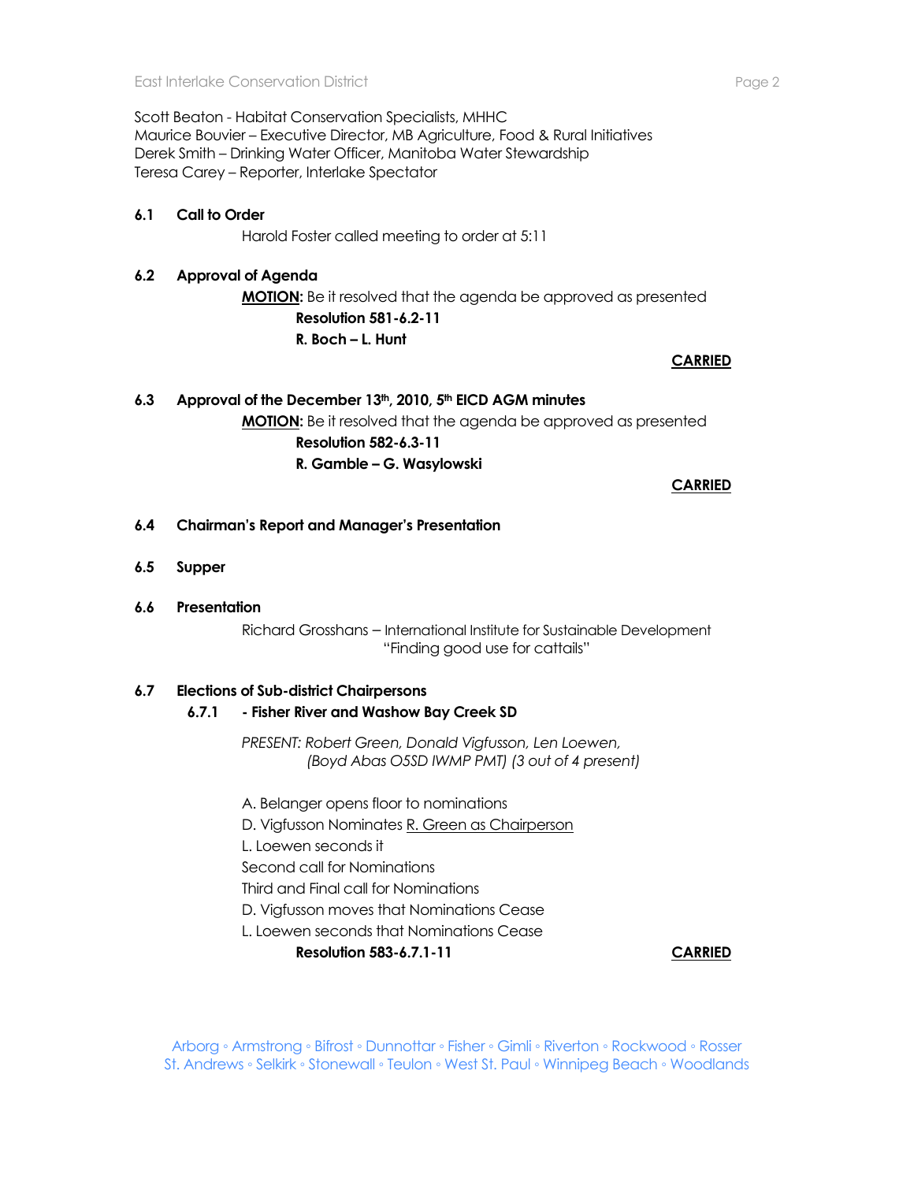Scott Beaton - Habitat Conservation Specialists, MHHC
Maurice Bouvier – Executive Director, MB Agriculture, Food & Rural Initiatives
Derek Smith – Drinking Water Officer, Manitoba Water Stewardship
Teresa Carey – Reporter, Interlake Spectator

**6.1 Call to Order**

Harold Foster called meeting to order at 5:11

**6.2 Approval of Agenda**

**MOTION:** Be it resolved that the agenda be approved as presented

**Resolution 581-6.2-11**

**R. Boch – L. Hunt**

**CARRIED**

**6.3 Approval of the December 13th, 2010, 5th EICD AGM minutes**

**MOTION:** Be it resolved that the agenda be approved as presented

**Resolution 582-6.3-11**

**R. Gamble – G. Wasylowski**

**CARRIED**

**6.4 Chairman's Report and Manager's Presentation**

**6.5 Supper**

**6.6 Presentation**

Richard Grosshans – International Institute for Sustainable Development
"Finding good use for cattails"

**6.7 Elections of Sub-district Chairpersons**

**6.7.1 - Fisher River and Washow Bay Creek SD**

*PRESENT: Robert Green, Donald Vigfusson, Len Loewen, (Boyd Abas O5SD IWMP PMT) (3 out of 4 present)*

A. Belanger opens floor to nominations
D. Vigfusson Nominates R. Green as Chairperson
L. Loewen seconds it
Second call for Nominations
Third and Final call for Nominations
D. Vigfusson moves that Nominations Cease
L. Loewen seconds that Nominations Cease

**Resolution 583-6.7.1-11** **CARRIED**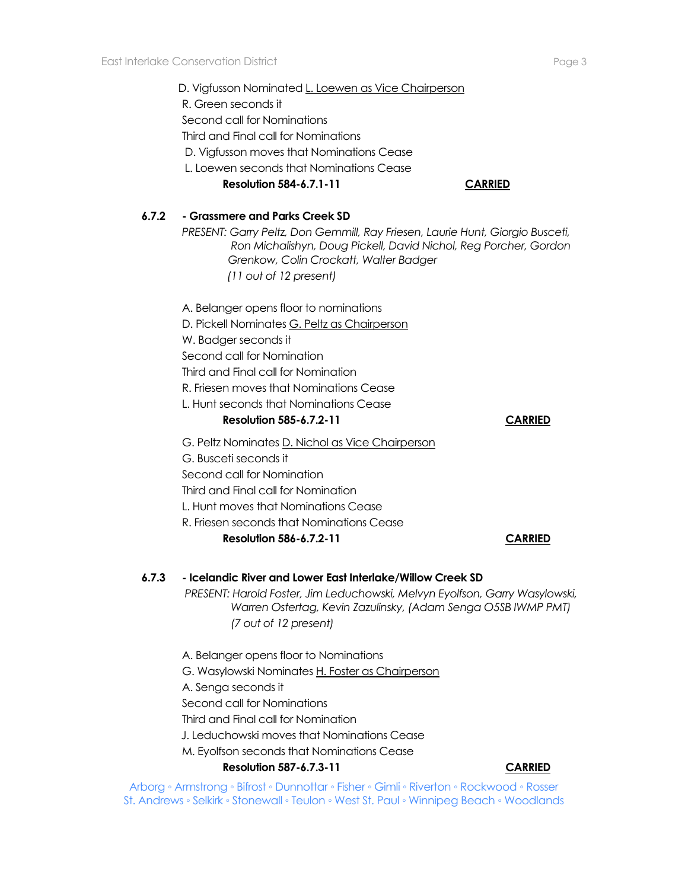D. Vigfusson Nominated L. Loewen as Vice Chairperson
R. Green seconds it
Second call for Nominations
Third and Final call for Nominations
D. Vigfusson moves that Nominations Cease
L. Loewen seconds that Nominations Cease

**Resolution 584-6.7.1-11** **CARRIED**

**6.7.2 - Grassmere and Parks Creek SD**

*PRESENT: Garry Peltz, Don Gemmill, Ray Friesen, Laurie Hunt, Giorgio Busceti, Ron Michalishyn, Doug Pickell, David Nichol, Reg Porcher, Gordon Grenkow, Colin Crockatt, Walter Badger (11 out of 12 present)*

A. Belanger opens floor to nominations
D. Pickell Nominates G. Peltz as Chairperson
W. Badger seconds it
Second call for Nomination
Third and Final call for Nomination
R. Friesen moves that Nominations Cease
L. Hunt seconds that Nominations Cease

**Resolution 585-6.7.2-11** **CARRIED**

G. Peltz Nominates D. Nichol as Vice Chairperson
G. Busceti seconds it
Second call for Nomination
Third and Final call for Nomination
L. Hunt moves that Nominations Cease
R. Friesen seconds that Nominations Cease

**Resolution 586-6.7.2-11** **CARRIED**

**6.7.3 - Icelandic River and Lower East Interlake/Willow Creek SD**

*PRESENT: Harold Foster, Jim Leduchowski, Melvyn Eyolfson, Garry Wasylowski, Warren Ostertag, Kevin Zazulinsky, (Adam Senga O5SB IWMP PMT) (7 out of 12 present)*

A. Belanger opens floor to Nominations
G. Wasylowski Nominates H. Foster as Chairperson
A. Senga seconds it
Second call for Nominations
Third and Final call for Nomination
J. Leduchowski moves that Nominations Cease
M. Eyolfson seconds that Nominations Cease

**Resolution 587-6.7.3-11** **CARRIED**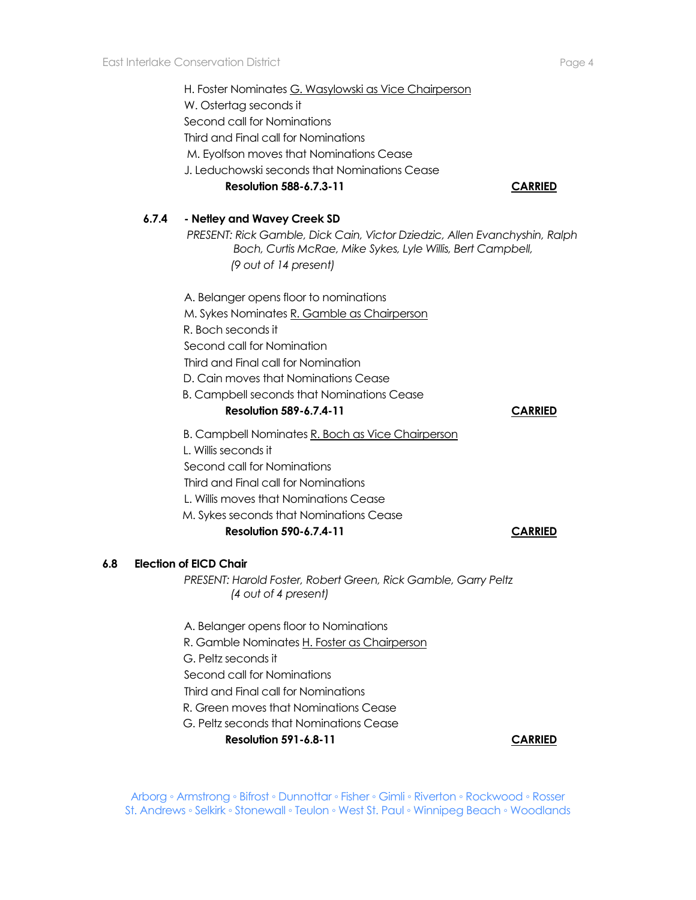H. Foster Nominates <u>G. Wasylowski as Vice Chairperson</u>
W. Ostertag seconds it
Second call for Nominations
Third and Final call for Nominations
M. Eyolfson moves that Nominations Cease
J. Leduchowski seconds that Nominations Cease

**Resolution 588-6.7.3-11** **<u>CARRIED</u>**

**6.7.4 - Netley and Wavey Creek SD**

*PRESENT: Rick Gamble, Dick Cain, Victor Dziedzic, Allen Evanchyshin, Ralph Boch, Curtis McRae, Mike Sykes, Lyle Willis, Bert Campbell, (9 out of 14 present)*

A. Belanger opens floor to nominations
M. Sykes Nominates <u>R. Gamble as Chairperson</u>
R. Boch seconds it
Second call for Nomination
Third and Final call for Nomination
D. Cain moves that Nominations Cease
B. Campbell seconds that Nominations Cease

**Resolution 589-6.7.4-11** **<u>CARRIED</u>**

B. Campbell Nominates <u>R. Boch as Vice Chairperson</u>
L. Willis seconds it
Second call for Nominations
Third and Final call for Nominations
L. Willis moves that Nominations Cease
M. Sykes seconds that Nominations Cease

**Resolution 590-6.7.4-11** **<u>CARRIED</u>**

**6.8 Election of EICD Chair**

*PRESENT: Harold Foster, Robert Green, Rick Gamble, Garry Peltz (4 out of 4 present)*

A. Belanger opens floor to Nominations
R. Gamble Nominates <u>H. Foster as Chairperson</u>
G. Peltz seconds it
Second call for Nominations
Third and Final call for Nominations
R. Green moves that Nominations Cease
G. Peltz seconds that Nominations Cease

**Resolution 591-6.8-11** **<u>CARRIED</u>**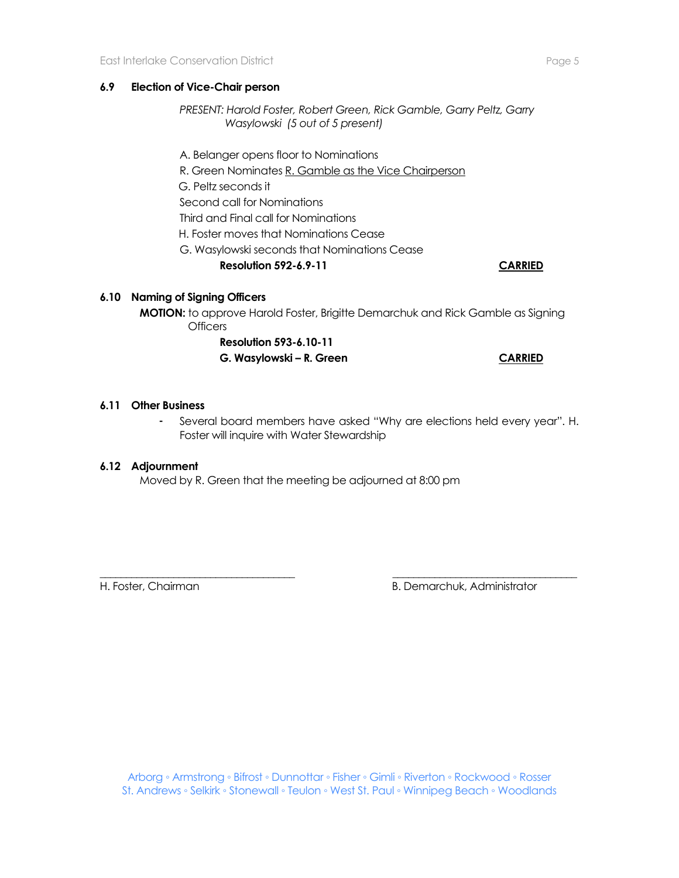### 6.9 Election of Vice-Chair person

*PRESENT: Harold Foster, Robert Green, Rick Gamble, Garry Peltz, Garry Wasylowski (5 out of 5 present)*

A. Belanger opens floor to Nominations
R. Green Nominates <u>R. Gamble as the Vice Chairperson</u>
G. Peltz seconds it
Second call for Nominations
Third and Final call for Nominations
H. Foster moves that Nominations Cease
G. Wasylowski seconds that Nominations Cease

**Resolution 592-6.9-11** **<u>CARRIED</u>**

### 6.10 Naming of Signing Officers

**MOTION:** to approve Harold Foster, Brigitte Demarchuk and Rick Gamble as Signing Officers

**Resolution 593-6.10-11**
**G. Wasylowski – R. Green** **<u>CARRIED</u>**

### 6.11 Other Business

- Several board members have asked "Why are elections held every year". H. Foster will inquire with Water Stewardship

### 6.12 Adjournment

Moved by R. Green that the meeting be adjourned at 8:00 pm

\_\_\_\_\_\_\_\_\_\_\_\_\_\_\_\_\_\_\_\_\_\_\_\_\_\_\_\_\_\_\_\_ \_\_\_\_\_\_\_\_\_\_\_\_\_\_\_\_\_\_\_\_\_\_\_\_\_\_\_\_\_\_\_\_

H. Foster, Chairman B. Demarchuk, Administrator

Arborg ◦ Armstrong ◦ Bifrost ◦ Dunnottar ◦ Fisher ◦ Gimli ◦ Riverton ◦ Rockwood ◦ Rosser
St. Andrews ◦ Selkirk ◦ Stonewall ◦ Teulon ◦ West St. Paul ◦ Winnipeg Beach ◦ Woodlands